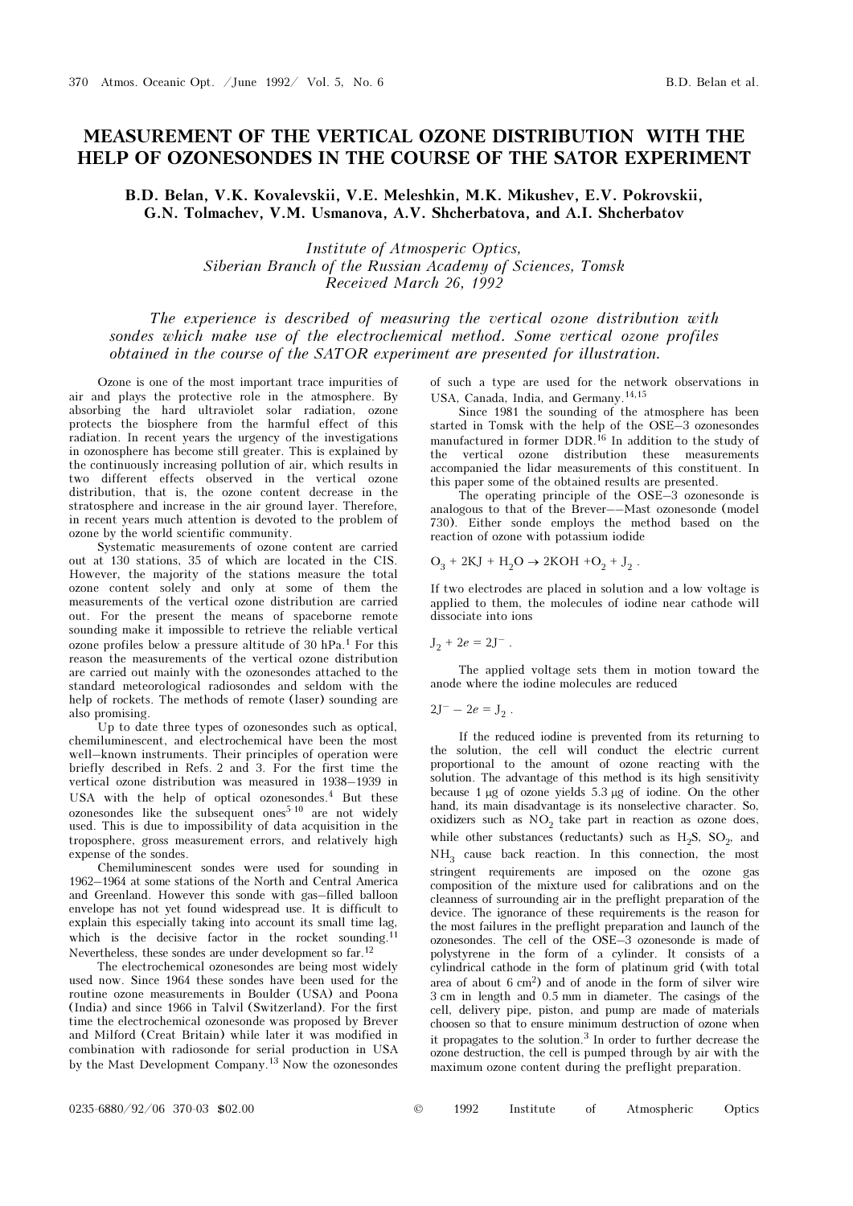# MEASUREMENT OF THE VERTICAL OZONE DISTRIBUTION WITH THE HELP OF OZONESONDES IN THE COURSE OF THE SATOR EXPERIMENT

**B.D. Belan, V.K. Kovalevskii, V.E. Meleshkin, M.K. Mikushev, E.V. Pokrovskii, G.N. Tolmachev, V.M. Usmanova, A.V. Shcherbatova, and A.I. Shcherbatov**

*Institute of Atmosperic Optics, Siberian Branch of the Russian Academy of Sciences, Tomsk*
*Received March 26, 1992*

*The experience is described of measuring the vertical ozone distribution with sondes which make use of the electrochemical method. Some vertical ozone profiles obtained in the course of the SATOR experiment are presented for illustration.*

Ozone is one of the most important trace impurities of air and plays the protective role in the atmosphere. By absorbing the hard ultraviolet solar radiation, ozone protects the biosphere from the harmful effect of this radiation. In recent years the urgency of the investigations in ozonosphere has become still greater. This is explained by the continuously increasing pollution of air, which results in two different effects observed in the vertical ozone distribution, that is, the ozone content decrease in the stratosphere and increase in the air ground layer. Therefore, in recent years much attention is devoted to the problem of ozone by the world scientific community.

Systematic measurements of ozone content are carried out at 130 stations, 35 of which are located in the CIS. However, the majority of the stations measure the total ozone content solely and only at some of them the measurements of the vertical ozone distribution are carried out. For the present the means of spaceborne remote sounding make it impossible to retrieve the reliable vertical ozone profiles below a pressure altitude of 30 hPa.[1] For this reason the measurements of the vertical ozone distribution are carried out mainly with the ozonesondes attached to the standard meteorological radiosondes and seldom with the help of rockets. The methods of remote (laser) sounding are also promising.

Up to date three types of ozonesondes such as optical, chemiluminescent, and electrochemical have been the most well–known instruments. Their principles of operation were briefly described in Refs. 2 and 3. For the first time the vertical ozone distribution was measured in 1938–1939 in USA with the help of optical ozonesondes.[4] But these ozonesondes like the subsequent ones[5-10] are not widely used. This is due to impossibility of data acquisition in the troposphere, gross measurement errors, and relatively high expense of the sondes.

Chemiluminescent sondes were used for sounding in 1962–1964 at some stations of the North and Central America and Greenland. However this sonde with gas–filled balloon envelope has not yet found widespread use. It is difficult to explain this especially taking into account its small time lag, which is the decisive factor in the rocket sounding.[11] Nevertheless, these sondes are under development so far.[12]

The electrochemical ozonesondes are being most widely used now. Since 1964 these sondes have been used for the routine ozone measurements in Boulder (USA) and Poona (India) and since 1966 in Talvil (Switzerland). For the first time the electrochemical ozonesonde was proposed by Brever and Milford (Creat Britain) while later it was modified in combination with radiosonde for serial production in USA by the Mast Development Company.[13] Now the ozonesondes of such a type are used for the network observations in USA, Canada, India, and Germany.[14,15]

Since 1981 the sounding of the atmosphere has been started in Tomsk with the help of the OSE–3 ozonesondes manufactured in former DDR.[16] In addition to the study of the vertical ozone distribution these measurements accompanied the lidar measurements of this constituent. In this paper some of the obtained results are presented.

The operating principle of the OSE–3 ozonesonde is analogous to that of the Brever––Mast ozonesonde (model 730). Either sonde employs the method based on the reaction of ozone with potassium iodide

$$O_3 + 2KJ + H_2O \rightarrow 2KOH + O_2 + J_2 .$$

If two electrodes are placed in solution and a low voltage is applied to them, the molecules of iodine near cathode will dissociate into ions

$$J_2 + 2e = 2J^- .$$

The applied voltage sets them in motion toward the anode where the iodine molecules are reduced

$$2J^- - 2e = J_2 .$$

If the reduced iodine is prevented from its returning to the solution, the cell will conduct the electric current proportional to the amount of ozone reacting with the solution. The advantage of this method is its high sensitivity because 1 μg of ozone yields 5.3 μg of iodine. On the other hand, its main disadvantage is its nonselective character. So, oxidizers such as $NO_2$ take part in reaction as ozone does, while other substances (reductants) such as $H_2S$, $SO_2$, and $NH_3$ cause back reaction. In this connection, the most stringent requirements are imposed on the ozone gas composition of the mixture used for calibrations and on the cleanness of surrounding air in the preflight preparation of the device. The ignorance of these requirements is the reason for the most failures in the preflight preparation and launch of the ozonesondes. The cell of the OSE–3 ozonesonde is made of polystyrene in the form of a cylinder. It consists of a cylindrical cathode in the form of platinum grid (with total area of about 6 $cm^2$) and of anode in the form of silver wire 3 cm in length and 0.5 mm in diameter. The casings of the cell, delivery pipe, piston, and pump are made of materials choosen so that to ensure minimum destruction of ozone when it propagates to the solution.[3] In order to further decrease the ozone destruction, the cell is pumped through by air with the maximum ozone content during the preflight preparation.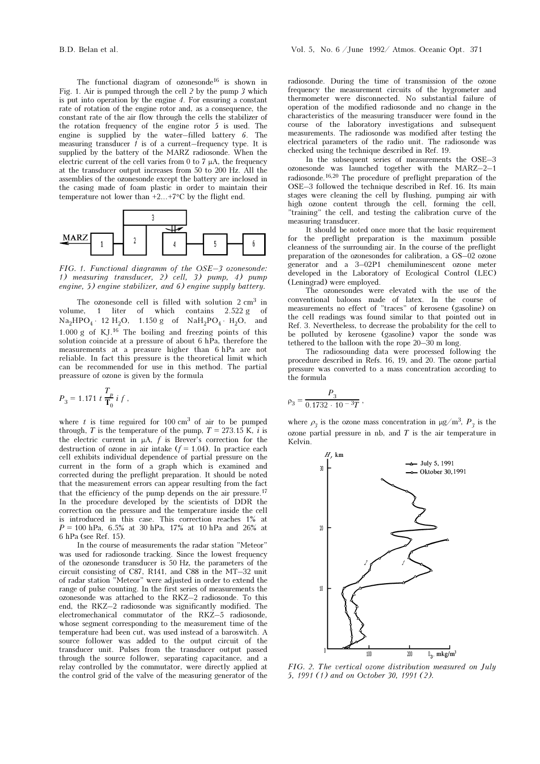The functional diagram of ozonesonde[16] is shown in Fig. 1. Air is pumped through the cell *2* by the pump *3* which is put into operation by the engine *4*. For ensuring a constant rate of rotation of the engine rotor and, as a consequence, the constant rate of the air flow through the cells the stabilizer of the rotation frequency of the engine rotor *5* is used. The engine is supplied by the water–filled battery *6*. The measuring transducer *1* is of a current–frequency type. It is supplied by the battery of the MARZ radiosonde. When the electric current of the cell varies from 0 to 7 μA, the frequency at the transducer output increases from 50 to 200 Hz. All the assemblies of the ozonesonde except the battery are inclosed in the casing made of foam plastic in order to maintain their temperature not lower than +2...+7°C by the flight end.

*FIG. 1. Functional diagramm of the OSE–3 ozonesonde: 1) measuring transducer, 2) cell, 3) pump, 4) pump engine, 5) engine stabilizer, and 6) engine supply battery.*

The ozonesonde cell is filled with solution 2 cm$^3$ in volume, 1 liter of which contains 2.522 g of $Na_2HPO_4 \cdot 12\,H_2O$, 1.150 g of $NaH_2PO_4 \cdot H_2O$, and 1.000 g of KJ.[16] The boiling and freezing points of this solution coincide at a pressure of about 6 hPa, therefore the measurements at a pressure higher than 6 hPa are not reliable. In fact this pressure is the theoretical limit which can be recommended for use in this method. The partial preassure of ozone is given by the formula

$$P_3 = 1.171\, t\, \frac{T_p}{T_0}\, i\, f\,,$$

where $t$ is time reguired for 100 cm$^3$ of air to be pumped through, $T$ is the temperature of the pump, $T$ = 273.15 K, $i$ is the electric current in μA, $f$ is Brever's correction for the destruction of ozone in air intake ($f$ = 1.04). In practice each cell exhibits individual dependence of partial pressure on the current in the form of a graph which is examined and corrected during the preflight preparation. It should be noted that the measurement errors can appear resulting from the fact that the efficiency of the pump depends on the air pressure.[17] In the procedure developed by the scientists of DDR the correction on the pressure and the temperature inside the cell is introduced in this case. This correction reaches 1% at $P$ = 100 hPa, 6.5% at 30 hPa, 17% at 10 hPa and 26% at 6 hPa (see Ref. 15).

In the course of measurements the radar station "Meteor" was used for radiosonde tracking. Since the lowest frequency of the ozonesonde transducer is 50 Hz, the parameters of the circuit consisting of C87, R141, and C88 in the MT–32 unit of radar station "Meteor" were adjusted in order to extend the range of pulse counting. In the first series of measurements the ozonesonde was attached to the RKZ–2 radiosonde. To this end, the RKZ–2 radiosonde was significantly modified. The electromechanical commutator of the RKZ–5 radiosonde, whose segment corresponding to the measurement time of the temperature had been cut, was used instead of a baroswitch. A source follower was added to the output circuit of the transducer unit. Pulses from the transducer output passed through the source follower, separating capacitance, and a relay controlled by the commutator, were directly applied at the control grid of the valve of the measuring generator of the radiosonde. During the time of transmission of the ozone frequency the measurement circuits of the hygrometer and thermometer were disconnected. No substantial failure of operation of the modified radiosonde and no change in the characteristics of the measuring transducer were found in the course of the laboratory investigations and subsequent measurements. The radiosonde was modified after testing the electrical parameters of the radio unit. The radiosonde was checked using the technique described in Ref. 19.

In the subsequent series of measurements the OSE–3 ozonesonde was launched together with the MARZ–2–1 radiosonde.[16,20] The procedure of preflight preparation of the OSE–3 followed the technique described in Ref. 16. Its main stages were cleaning the cell by flushing, pumping air with high ozone content through the cell, forming the cell, "training" the cell, and testing the calibration curve of the measuring transducer.

It should be noted once more that the basic requirement for the preflight preparation is the maximum possible cleanness of the surrounding air. In the course of the preflight preparation of the ozonesondes for calibration, a GS–02 ozone generator and a 3–02P1 chemiluminescent ozone meter developed in the Laboratory of Ecological Control (LEC) (Leningrad) were employed.

The ozonesondes were elevated with the use of the conventional baloons made of latex. In the course of measurements no effect of "traces" of kerosene (gasoline) on the cell readings was found similar to that pointed out in Ref. 3. Nevertheless, to decrease the probability for the cell to be polluted by kerosene (gasoline) vapor the sonde was tethered to the balloon with the rope 20–30 m long.

The radiosounding data were processed following the procedure described in Refs. 16, 19, and 20. The ozone partial pressure was converted to a mass concentration according to the formula

$$\rho_3 = \frac{P_3}{0.1732 \cdot 10^{-3} T}\,,$$

where $\rho_3$ is the ozone mass concentration in μg/m$^3$, $P_3$ is the ozone partial pressure in nb, and $T$ is the air temperature in Kelvin.

*FIG. 2. The vertical ozone distribution measured on July 5, 1991 (1) and on October 30, 1991 (2).*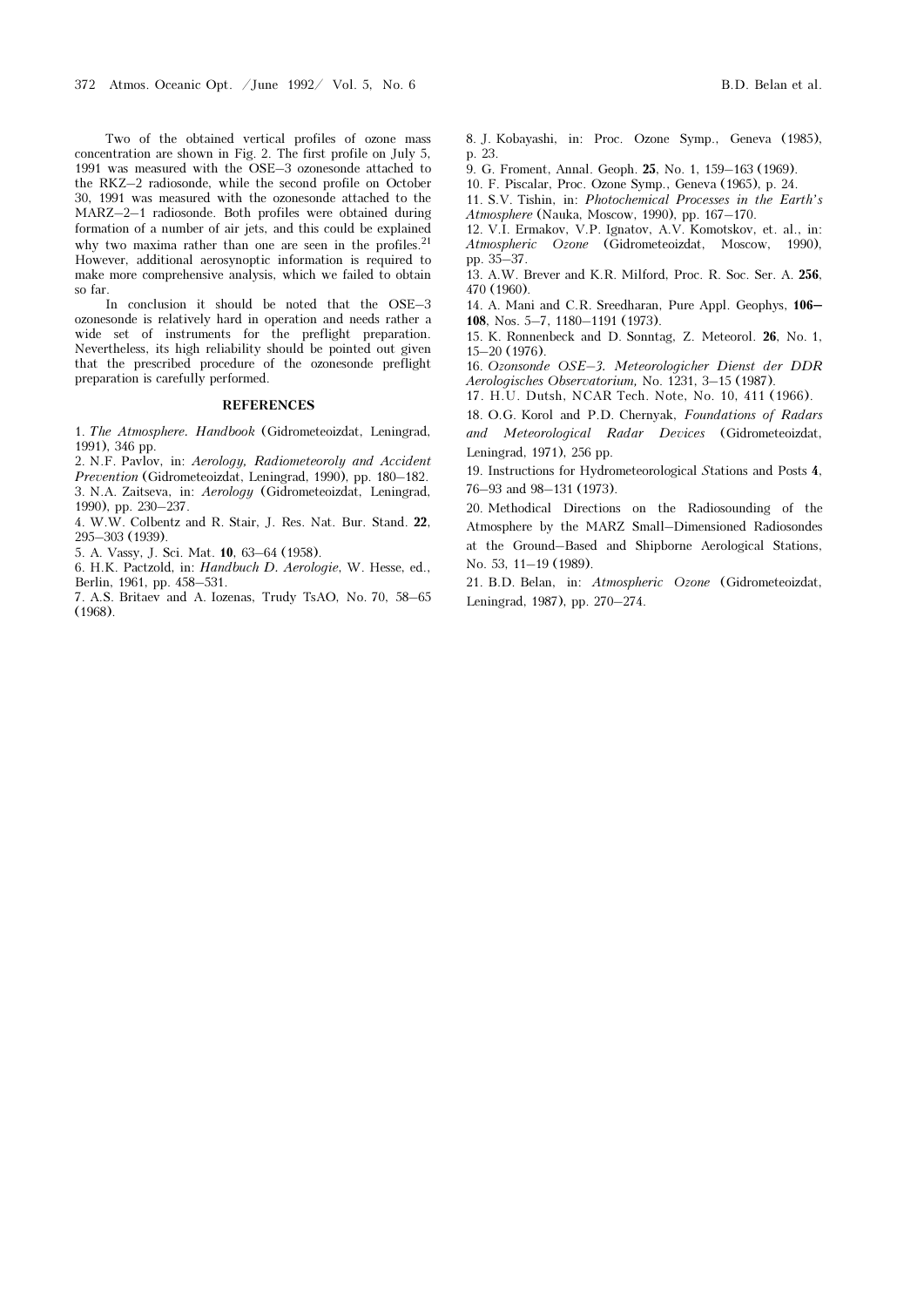Two of the obtained vertical profiles of ozone mass concentration are shown in Fig. 2. The first profile on July 5, 1991 was measured with the OSE–3 ozonesonde attached to the RKZ–2 radiosonde, while the second profile on October 30, 1991 was measured with the ozonesonde attached to the MARZ–2–1 radiosonde. Both profiles were obtained during formation of a number of air jets, and this could be explained why two maxima rather than one are seen in the profiles.[21] However, additional aerosynoptic information is required to make more comprehensive analysis, which we failed to obtain so far.

In conclusion it should be noted that the OSE–3 ozonesonde is relatively hard in operation and needs rather a wide set of instruments for the preflight preparation. Nevertheless, its high reliability should be pointed out given that the prescribed procedure of the ozonesonde preflight preparation is carefully performed.

## REFERENCES

1. *The Atmosphere. Handbook* (Gidrometeoizdat, Leningrad, 1991), 346 pp.
2. N.F. Pavlov, in: *Aerology, Radiometeoroly and Accident Prevention* (Gidrometeoizdat, Leningrad, 1990), pp. 180–182.
3. N.A. Zaitseva, in: *Aerology* (Gidrometeoizdat, Leningrad, 1990), pp. 230–237.
4. W.W. Colbentz and R. Stair, J. Res. Nat. Bur. Stand. **22**, 295–303 (1939).
5. A. Vassy, J. Sci. Mat. **10**, 63–64 (1958).
6. H.K. Pactzold, in: *Handbuch D. Aerologie*, W. Hesse, ed., Berlin, 1961, pp. 458–531.
7. A.S. Britaev and A. Iozenas, Trudy TsAO, No. 70, 58–65 (1968).
8. J. Kobayashi, in: Proc. Ozone Symp., Geneva (1985), p. 23.
9. G. Froment, Annal. Geoph. **25**, No. 1, 159–163 (1969).
10. F. Piscalar, Proc. Ozone Symp., Geneva (1965), p. 24.
11. S.V. Tishin, in: *Photochemical Processes in the Earth's Atmosphere* (Nauka, Moscow, 1990), pp. 167–170.
12. V.I. Ermakov, V.P. Ignatov, A.V. Komotskov, et. al., in: *Atmospheric Ozone* (Gidrometeoizdat, Moscow, 1990), pp. 35–37.
13. A.W. Brever and K.R. Milford, Proc. R. Soc. Ser. A. **256**, 470 (1960).
14. A. Mani and C.R. Sreedharan, Pure Appl. Geophys, **106–108**, Nos. 5–7, 1180–1191 (1973).
15. K. Ronnenbeck and D. Sonntag, Z. Meteorol. **26**, No. 1, 15–20 (1976).
16. *Ozonsonde OSE–3. Meteorologicher Dienst der DDR Aerologisches Observatorium,* No. 1231, 3–15 (1987).
17. H.U. Dutsh, NCAR Tech. Note, No. 10, 411 (1966).
18. O.G. Korol and P.D. Chernyak, *Foundations of Radars and Meteorological Radar Devices* (Gidrometeoizdat, Leningrad, 1971), 256 pp.
19. Instructions for Hydrometeorological Stations and Posts **4**, 76–93 and 98–131 (1973).
20. Methodical Directions on the Radiosounding of the Atmosphere by the MARZ Small–Dimensioned Radiosondes at the Ground–Based and Shipborne Aerological Stations, No. 53, 11–19 (1989).
21. B.D. Belan, in: *Atmospheric Ozone* (Gidrometeoizdat, Leningrad, 1987), pp. 270–274.